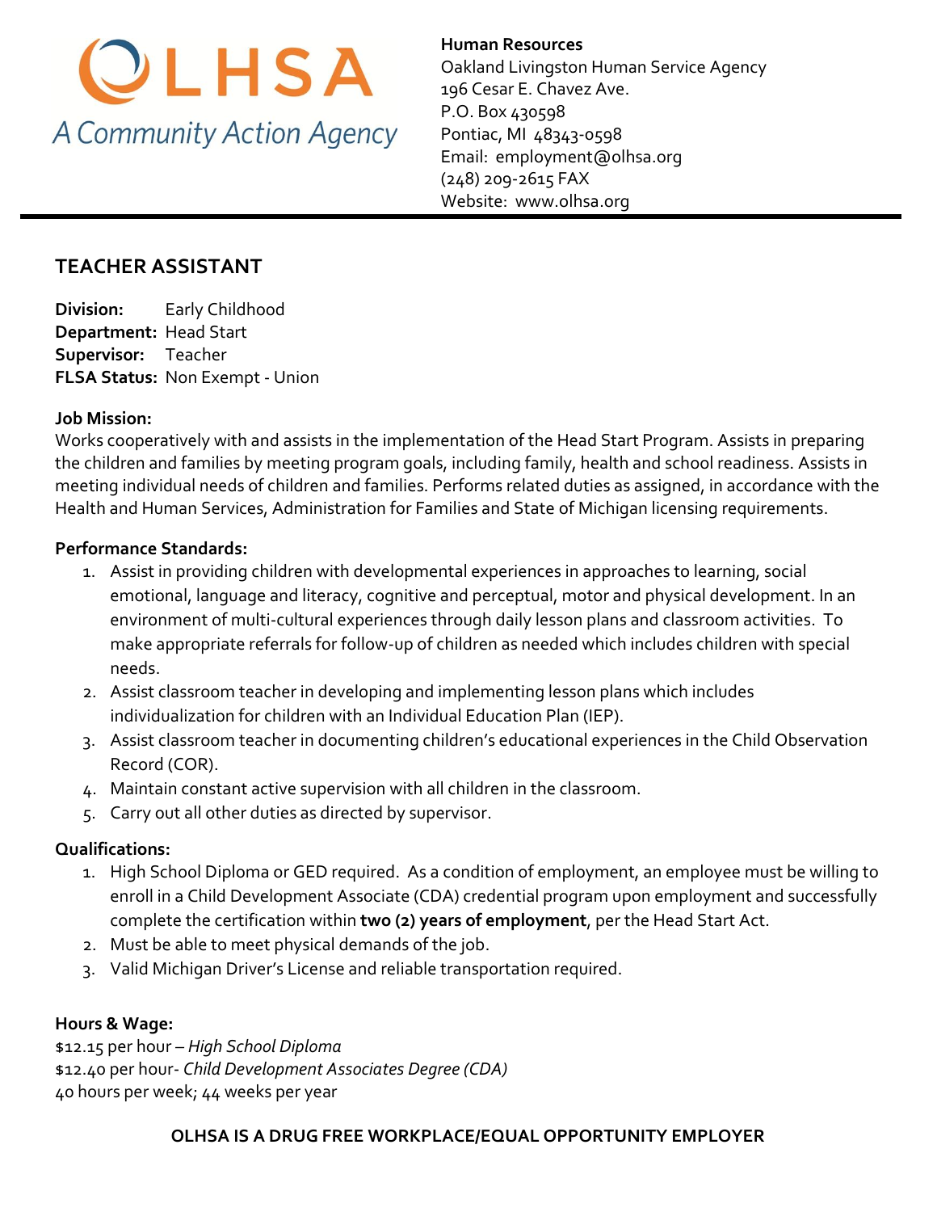OLHSA
*A Community Action Agency*

**Human Resources**
Oakland Livingston Human Service Agency
196 Cesar E. Chavez Ave.
P.O. Box 430598
Pontiac, MI 48343-0598
Email: employment@olhsa.org
(248) 209-2615 FAX
Website: www.olhsa.org

---

## TEACHER ASSISTANT

**Division:** Early Childhood
**Department:** Head Start
**Supervisor:** Teacher
**FLSA Status:** Non Exempt - Union

**Job Mission:**
Works cooperatively with and assists in the implementation of the Head Start Program. Assists in preparing the children and families by meeting program goals, including family, health and school readiness. Assists in meeting individual needs of children and families. Performs related duties as assigned, in accordance with the Health and Human Services, Administration for Families and State of Michigan licensing requirements.

**Performance Standards:**

1. Assist in providing children with developmental experiences in approaches to learning, social emotional, language and literacy, cognitive and perceptual, motor and physical development. In an environment of multi-cultural experiences through daily lesson plans and classroom activities. To make appropriate referrals for follow-up of children as needed which includes children with special needs.
2. Assist classroom teacher in developing and implementing lesson plans which includes individualization for children with an Individual Education Plan (IEP).
3. Assist classroom teacher in documenting children's educational experiences in the Child Observation Record (COR).
4. Maintain constant active supervision with all children in the classroom.
5. Carry out all other duties as directed by supervisor.

**Qualifications:**

1. High School Diploma or GED required. As a condition of employment, an employee must be willing to enroll in a Child Development Associate (CDA) credential program upon employment and successfully complete the certification within **two (2) years of employment**, per the Head Start Act.
2. Must be able to meet physical demands of the job.
3. Valid Michigan Driver's License and reliable transportation required.

**Hours & Wage:**
$12.15 per hour – *High School Diploma*
$12.40 per hour- *Child Development Associates Degree (CDA)*
40 hours per week; 44 weeks per year

**OLHSA IS A DRUG FREE WORKPLACE/EQUAL OPPORTUNITY EMPLOYER**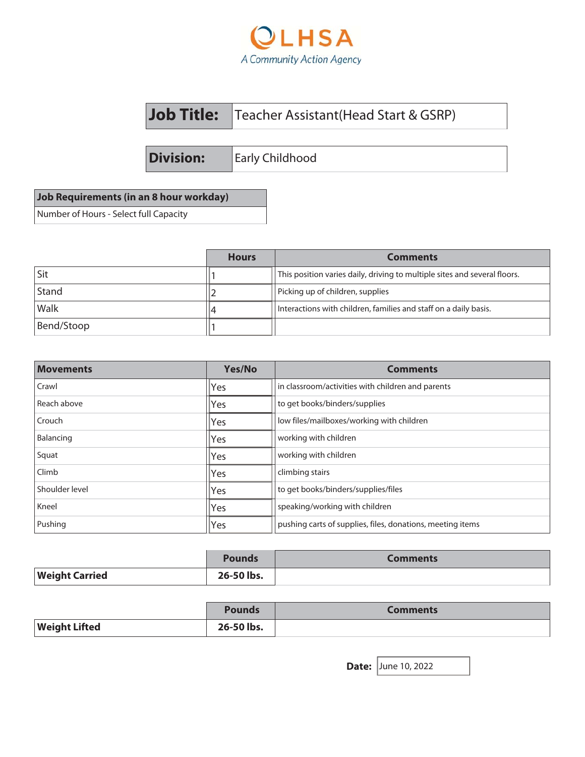**LHSA**
*A Community Action Agency*

| | |
|---|---|
| **Job Title:** | Teacher Assistant(Head Start & GSRP) |
| **Division:** | Early Childhood |

| **Job Requirements (in an 8 hour workday)** |
|---|
| Number of Hours - Select full Capacity |

| | Hours | Comments |
|---|---|---|
| Sit | 1 | This position varies daily, driving to multiple sites and several floors. |
| Stand | 2 | Picking up of children, supplies |
| Walk | 4 | Interactions with children, families and staff on a daily basis. |
| Bend/Stoop | 1 | |

| Movements | Yes/No | Comments |
|---|---|---|
| Crawl | Yes | in classroom/activities with children and parents |
| Reach above | Yes | to get books/binders/supplies |
| Crouch | Yes | low files/mailboxes/working with children |
| Balancing | Yes | working with children |
| Squat | Yes | working with children |
| Climb | Yes | climbing stairs |
| Shoulder level | Yes | to get books/binders/supplies/files |
| Kneel | Yes | speaking/working with children |
| Pushing | Yes | pushing carts of supplies, files, donations, meeting items |

| | Pounds | Comments |
|---|---|---|
| **Weight Carried** | **26-50 lbs.** | |

| | Pounds | Comments |
|---|---|---|
| **Weight Lifted** | **26-50 lbs.** | |

**Date:** June 10, 2022